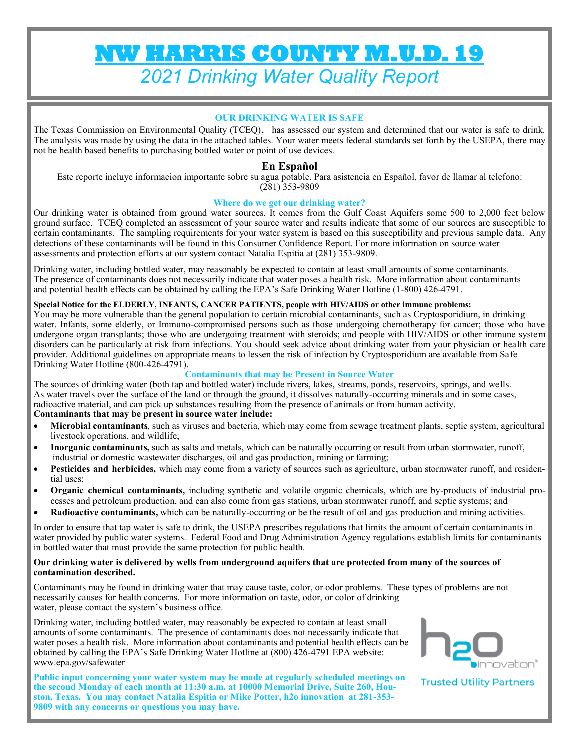# NW HARRIS COUNTY M.U.D. 19

## *2021 Drinking Water Quality Report*

### OUR DRINKING WATER IS SAFE

The Texas Commission on Environmental Quality (TCEQ), has assessed our system and determined that our water is safe to drink. The analysis was made by using the data in the attached tables. Your water meets federal standards set forth by the USEPA, there may not be health based benefits to purchasing bottled water or point of use devices.

### En Español

Este reporte incluye informacion importante sobre su agua potable. Para asistencia en Español, favor de llamar al telefono: (281) 353-9809

### Where do we get our drinking water?

Our drinking water is obtained from ground water sources. It comes from the Gulf Coast Aquifers some 500 to 2,000 feet below ground surface. TCEQ completed an assessment of your source water and results indicate that some of our sources are susceptible to certain contaminants. The sampling requirements for your water system is based on this susceptibility and previous sample data. Any detections of these contaminants will be found in this Consumer Confidence Report. For more information on source water assessments and protection efforts at our system contact Natalia Espitia at (281) 353-9809.

Drinking water, including bottled water, may reasonably be expected to contain at least small amounts of some contaminants. The presence of contaminants does not necessarily indicate that water poses a health risk. More information about contaminants and potential health effects can be obtained by calling the EPA's Safe Drinking Water Hotline (1-800) 426-4791.

**Special Notice for the ELDERLY, INFANTS, CANCER PATIENTS, people with HIV/AIDS or other immune problems:**

You may be more vulnerable than the general population to certain microbial contaminants, such as Cryptosporidium, in drinking water. Infants, some elderly, or Immuno-compromised persons such as those undergoing chemotherapy for cancer; those who have undergone organ transplants; those who are undergoing treatment with steroids; and people with HIV/AIDS or other immune system disorders can be particularly at risk from infections. You should seek advice about drinking water from your physician or health care provider. Additional guidelines on appropriate means to lessen the risk of infection by Cryptosporidium are available from Safe Drinking Water Hotline (800-426-4791).

### Contaminants that may be Present in Source Water

The sources of drinking water (both tap and bottled water) include rivers, lakes, streams, ponds, reservoirs, springs, and wells. As water travels over the surface of the land or through the ground, it dissolves naturally-occurring minerals and in some cases, radioactive material, and can pick up substances resulting from the presence of animals or from human activity.

**Contaminants that may be present in source water include:**

- **Microbial contaminants**, such as viruses and bacteria, which may come from sewage treatment plants, septic system, agricultural livestock operations, and wildlife;
- **Inorganic contaminants,** such as salts and metals, which can be naturally occurring or result from urban stormwater, runoff, industrial or domestic wastewater discharges, oil and gas production, mining or farming;
- **Pesticides and herbicides,** which may come from a variety of sources such as agriculture, urban stormwater runoff, and residential uses;
- **Organic chemical contaminants,** including synthetic and volatile organic chemicals, which are by-products of industrial processes and petroleum production, and can also come from gas stations, urban stormwater runoff, and septic systems; and
- **Radioactive contaminants,** which can be naturally-occurring or be the result of oil and gas production and mining activities.

In order to ensure that tap water is safe to drink, the USEPA prescribes regulations that limits the amount of certain contaminants in water provided by public water systems. Federal Food and Drug Administration Agency regulations establish limits for contaminants in bottled water that must provide the same protection for public health.

**Our drinking water is delivered by wells from underground aquifers that are protected from many of the sources of contamination described.**

Contaminants may be found in drinking water that may cause taste, color, or odor problems. These types of problems are not necessarily causes for health concerns. For more information on taste, odor, or color of drinking water, please contact the system's business office.

Drinking water, including bottled water, may reasonably be expected to contain at least small amounts of some contaminants. The presence of contaminants does not necessarily indicate that water poses a health risk. More information about contaminants and potential health effects can be obtained by calling the EPA's Safe Drinking Water Hotline at (800) 426-4791 EPA website: www.epa.gov/safewater

**Public input concerning your water system may be made at regularly scheduled meetings on the second Monday of each month at 11:30 a.m. at 10000 Memorial Drive, Suite 260, Houston, Texas. You may contact Natalia Espitia or Mike Potter, h2o innovation at 281-353-9809 with any concerns or questions you may have.**

h2o innovation

Trusted Utility Partners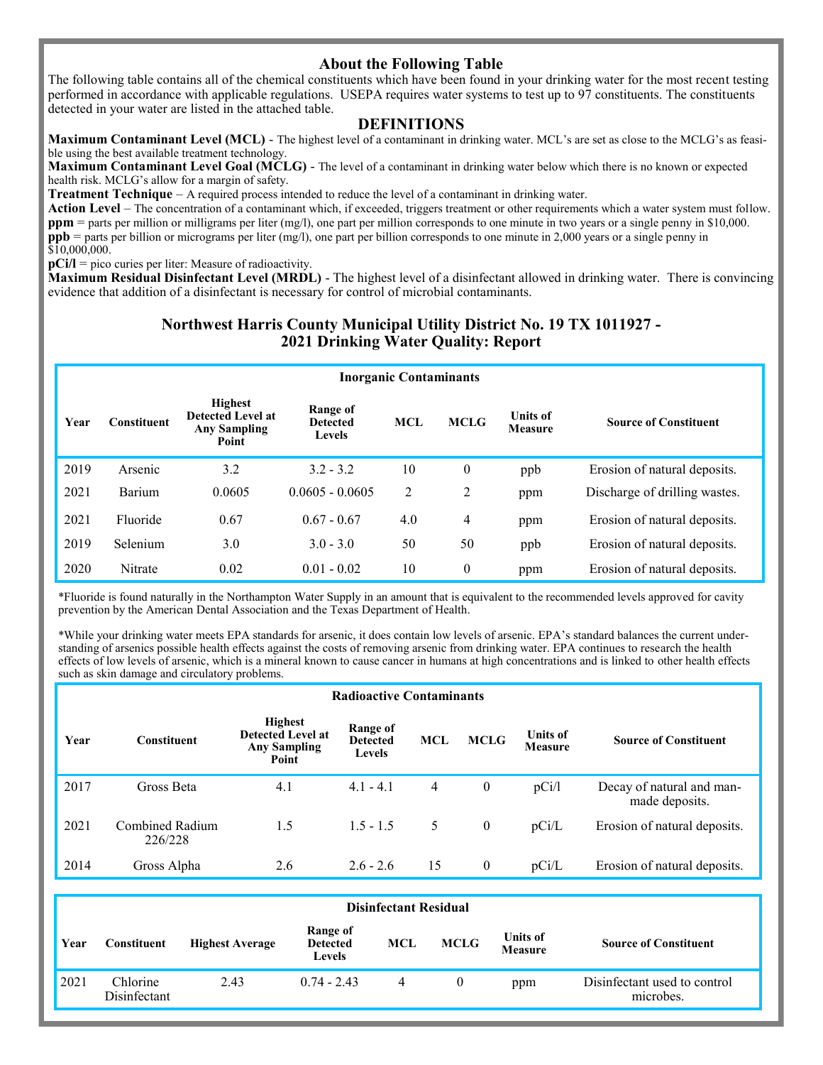## About the Following Table

The following table contains all of the chemical constituents which have been found in your drinking water for the most recent testing performed in accordance with applicable regulations. USEPA requires water systems to test up to 97 constituents. The constituents detected in your water are listed in the attached table.

## DEFINITIONS

**Maximum Contaminant Level (MCL)** - The highest level of a contaminant in drinking water. MCL's are set as close to the MCLG's as feasible using the best available treatment technology.

**Maximum Contaminant Level Goal (MCLG)** - The level of a contaminant in drinking water below which there is no known or expected health risk. MCLG's allow for a margin of safety.

**Treatment Technique** – A required process intended to reduce the level of a contaminant in drinking water.

**Action Level** – The concentration of a contaminant which, if exceeded, triggers treatment or other requirements which a water system must follow.

**ppm** = parts per million or milligrams per liter (mg/l), one part per million corresponds to one minute in two years or a single penny in $10,000.

**ppb** = parts per billion or micrograms per liter (mg/l), one part per billion corresponds to one minute in 2,000 years or a single penny in $10,000,000.

**pCi/l** = pico curies per liter: Measure of radioactivity.

**Maximum Residual Disinfectant Level (MRDL)** - The highest level of a disinfectant allowed in drinking water. There is convincing evidence that addition of a disinfectant is necessary for control of microbial contaminants.

## Northwest Harris County Municipal Utility District No. 19 TX 1011927 - 2021 Drinking Water Quality: Report

**Inorganic Contaminants**

| Year | Constituent | Highest Detected Level at Any Sampling Point | Range of Detected Levels | MCL | MCLG | Units of Measure | Source of Constituent |
|---|---|---|---|---|---|---|---|
| 2019 | Arsenic | 3.2 | 3.2 - 3.2 | 10 | 0 | ppb | Erosion of natural deposits. |
| 2021 | Barium | 0.0605 | 0.0605 - 0.0605 | 2 | 2 | ppm | Discharge of drilling wastes. |
| 2021 | Fluoride | 0.67 | 0.67 - 0.67 | 4.0 | 4 | ppm | Erosion of natural deposits. |
| 2019 | Selenium | 3.0 | 3.0 - 3.0 | 50 | 50 | ppb | Erosion of natural deposits. |
| 2020 | Nitrate | 0.02 | 0.01 - 0.02 | 10 | 0 | ppm | Erosion of natural deposits. |

*Fluoride is found naturally in the Northampton Water Supply in an amount that is equivalent to the recommended levels approved for cavity prevention by the American Dental Association and the Texas Department of Health.

*While your drinking water meets EPA standards for arsenic, it does contain low levels of arsenic. EPA's standard balances the current understanding of arsenics possible health effects against the costs of removing arsenic from drinking water. EPA continues to research the health effects of low levels of arsenic, which is a mineral known to cause cancer in humans at high concentrations and is linked to other health effects such as skin damage and circulatory problems.

**Radioactive Contaminants**

| Year | Constituent | Highest Detected Level at Any Sampling Point | Range of Detected Levels | MCL | MCLG | Units of Measure | Source of Constituent |
|---|---|---|---|---|---|---|---|
| 2017 | Gross Beta | 4.1 | 4.1 - 4.1 | 4 | 0 | pCi/l | Decay of natural and man-made deposits. |
| 2021 | Combined Radium 226/228 | 1.5 | 1.5 - 1.5 | 5 | 0 | pCi/L | Erosion of natural deposits. |
| 2014 | Gross Alpha | 2.6 | 2.6 - 2.6 | 15 | 0 | pCi/L | Erosion of natural deposits. |

**Disinfectant Residual**

| Year | Constituent | Highest Average | Range of Detected Levels | MCL | MCLG | Units of Measure | Source of Constituent |
|---|---|---|---|---|---|---|---|
| 2021 | Chlorine Disinfectant | 2.43 | 0.74 - 2.43 | 4 | 0 | ppm | Disinfectant used to control microbes. |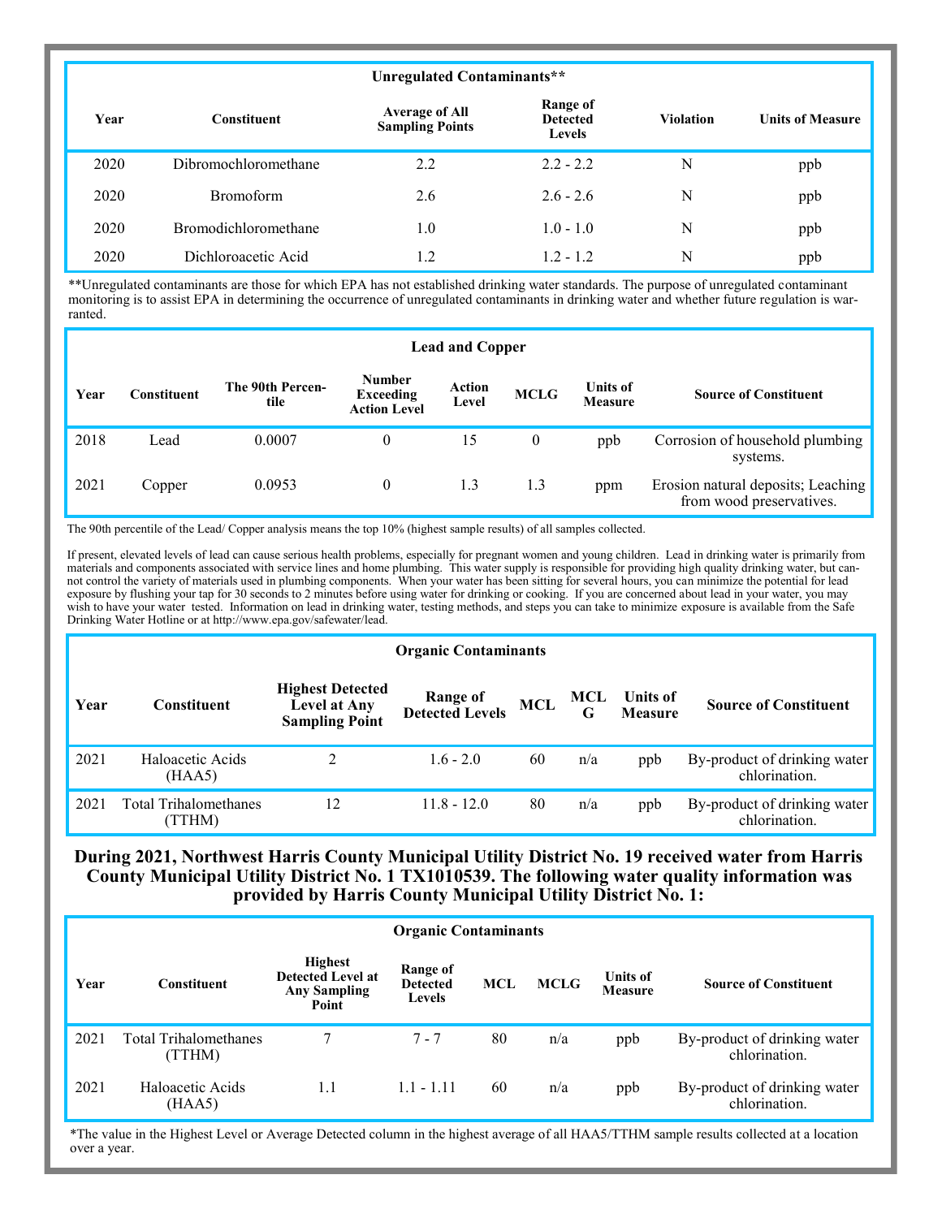| Unregulated Contaminants** | | | | | |
|---|---|---|---|---|---|
| **Year** | **Constituent** | **Average of All Sampling Points** | **Range of Detected Levels** | **Violation** | **Units of Measure** |
| 2020 | Dibromochloromethane | 2.2 | 2.2 - 2.2 | N | ppb |
| 2020 | Bromoform | 2.6 | 2.6 - 2.6 | N | ppb |
| 2020 | Bromodichloromethane | 1.0 | 1.0 - 1.0 | N | ppb |
| 2020 | Dichloroacetic Acid | 1.2 | 1.2 - 1.2 | N | ppb |

**Unregulated contaminants are those for which EPA has not established drinking water standards. The purpose of unregulated contaminant monitoring is to assist EPA in determining the occurrence of unregulated contaminants in drinking water and whether future regulation is warranted.

| Lead and Copper | | | | | | | |
|---|---|---|---|---|---|---|---|
| **Year** | **Constituent** | **The 90th Percentile** | **Number Exceeding Action Level** | **Action Level** | **MCLG** | **Units of Measure** | **Source of Constituent** |
| 2018 | Lead | 0.0007 | 0 | 15 | 0 | ppb | Corrosion of household plumbing systems. |
| 2021 | Copper | 0.0953 | 0 | 1.3 | 1.3 | ppm | Erosion natural deposits; Leaching from wood preservatives. |

The 90th percentile of the Lead/ Copper analysis means the top 10% (highest sample results) of all samples collected.

If present, elevated levels of lead can cause serious health problems, especially for pregnant women and young children. Lead in drinking water is primarily from materials and components associated with service lines and home plumbing. This water supply is responsible for providing high quality drinking water, but cannot control the variety of materials used in plumbing components. When your water has been sitting for several hours, you can minimize the potential for lead exposure by flushing your tap for 30 seconds to 2 minutes before using water for drinking or cooking. If you are concerned about lead in your water, you may wish to have your water tested. Information on lead in drinking water, testing methods, and steps you can take to minimize exposure is available from the Safe Drinking Water Hotline or at http://www.epa.gov/safewater/lead.

| Organic Contaminants | | | | | | | |
|---|---|---|---|---|---|---|---|
| **Year** | **Constituent** | **Highest Detected Level at Any Sampling Point** | **Range of Detected Levels** | **MCL** | **MCLG** | **Units of Measure** | **Source of Constituent** |
| 2021 | Haloacetic Acids (HAA5) | 2 | 1.6 - 2.0 | 60 | n/a | ppb | By-product of drinking water chlorination. |
| 2021 | Total Trihalomethanes (TTHM) | 12 | 11.8 - 12.0 | 80 | n/a | ppb | By-product of drinking water chlorination. |

## During 2021, Northwest Harris County Municipal Utility District No. 19 received water from Harris County Municipal Utility District No. 1 TX1010539. The following water quality information was provided by Harris County Municipal Utility District No. 1:

| Organic Contaminants | | | | | | | |
|---|---|---|---|---|---|---|---|
| **Year** | **Constituent** | **Highest Detected Level at Any Sampling Point** | **Range of Detected Levels** | **MCL** | **MCLG** | **Units of Measure** | **Source of Constituent** |
| 2021 | Total Trihalomethanes (TTHM) | 7 | 7 - 7 | 80 | n/a | ppb | By-product of drinking water chlorination. |
| 2021 | Haloacetic Acids (HAA5) | 1.1 | 1.1 - 1.11 | 60 | n/a | ppb | By-product of drinking water chlorination. |

*The value in the Highest Level or Average Detected column in the highest average of all HAA5/TTHM sample results collected at a location over a year.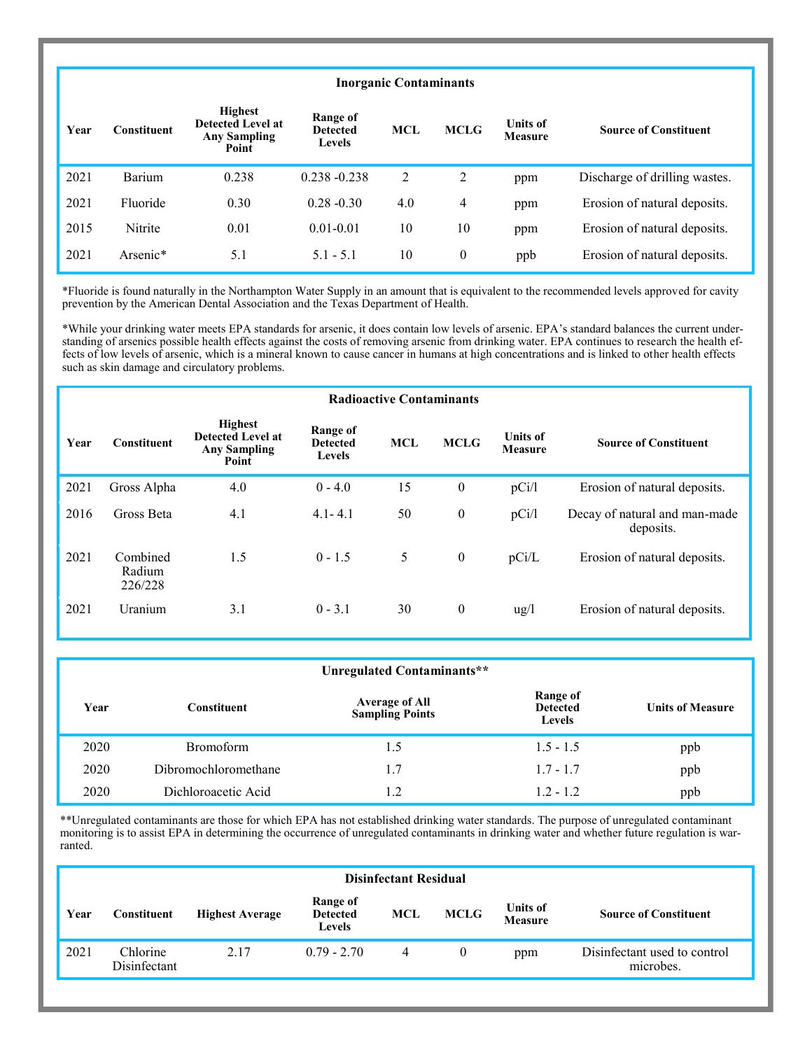| Inorganic Contaminants | | | | | | | |
|---|---|---|---|---|---|---|---|
| **Year** | **Constituent** | **Highest Detected Level at Any Sampling Point** | **Range of Detected Levels** | **MCL** | **MCLG** | **Units of Measure** | **Source of Constituent** |
| 2021 | Barium | 0.238 | 0.238 -0.238 | 2 | 2 | ppm | Discharge of drilling wastes. |
| 2021 | Fluoride | 0.30 | 0.28 -0.30 | 4.0 | 4 | ppm | Erosion of natural deposits. |
| 2015 | Nitrite | 0.01 | 0.01-0.01 | 10 | 10 | ppm | Erosion of natural deposits. |
| 2021 | Arsenic* | 5.1 | 5.1 - 5.1 | 10 | 0 | ppb | Erosion of natural deposits. |

*Fluoride is found naturally in the Northampton Water Supply in an amount that is equivalent to the recommended levels approved for cavity prevention by the American Dental Association and the Texas Department of Health.

*While your drinking water meets EPA standards for arsenic, it does contain low levels of arsenic. EPA's standard balances the current understanding of arsenics possible health effects against the costs of removing arsenic from drinking water. EPA continues to research the health effects of low levels of arsenic, which is a mineral known to cause cancer in humans at high concentrations and is linked to other health effects such as skin damage and circulatory problems.

| Radioactive Contaminants | | | | | | | |
|---|---|---|---|---|---|---|---|
| **Year** | **Constituent** | **Highest Detected Level at Any Sampling Point** | **Range of Detected Levels** | **MCL** | **MCLG** | **Units of Measure** | **Source of Constituent** |
| 2021 | Gross Alpha | 4.0 | 0 - 4.0 | 15 | 0 | pCi/l | Erosion of natural deposits. |
| 2016 | Gross Beta | 4.1 | 4.1- 4.1 | 50 | 0 | pCi/l | Decay of natural and man-made deposits. |
| 2021 | Combined Radium 226/228 | 1.5 | 0 - 1.5 | 5 | 0 | pCi/L | Erosion of natural deposits. |
| 2021 | Uranium | 3.1 | 0 - 3.1 | 30 | 0 | ug/l | Erosion of natural deposits. |

| Unregulated Contaminants** | | | | |
|---|---|---|---|---|
| **Year** | **Constituent** | **Average of All Sampling Points** | **Range of Detected Levels** | **Units of Measure** |
| 2020 | Bromoform | 1.5 | 1.5 - 1.5 | ppb |
| 2020 | Dibromochloromethane | 1.7 | 1.7 - 1.7 | ppb |
| 2020 | Dichloroacetic Acid | 1.2 | 1.2 - 1.2 | ppb |

**Unregulated contaminants are those for which EPA has not established drinking water standards. The purpose of unregulated contaminant monitoring is to assist EPA in determining the occurrence of unregulated contaminants in drinking water and whether future regulation is warranted.

| Disinfectant Residual | | | | | | | |
|---|---|---|---|---|---|---|---|
| **Year** | **Constituent** | **Highest Average** | **Range of Detected Levels** | **MCL** | **MCLG** | **Units of Measure** | **Source of Constituent** |
| 2021 | Chlorine Disinfectant | 2.17 | 0.79 - 2.70 | 4 | 0 | ppm | Disinfectant used to control microbes. |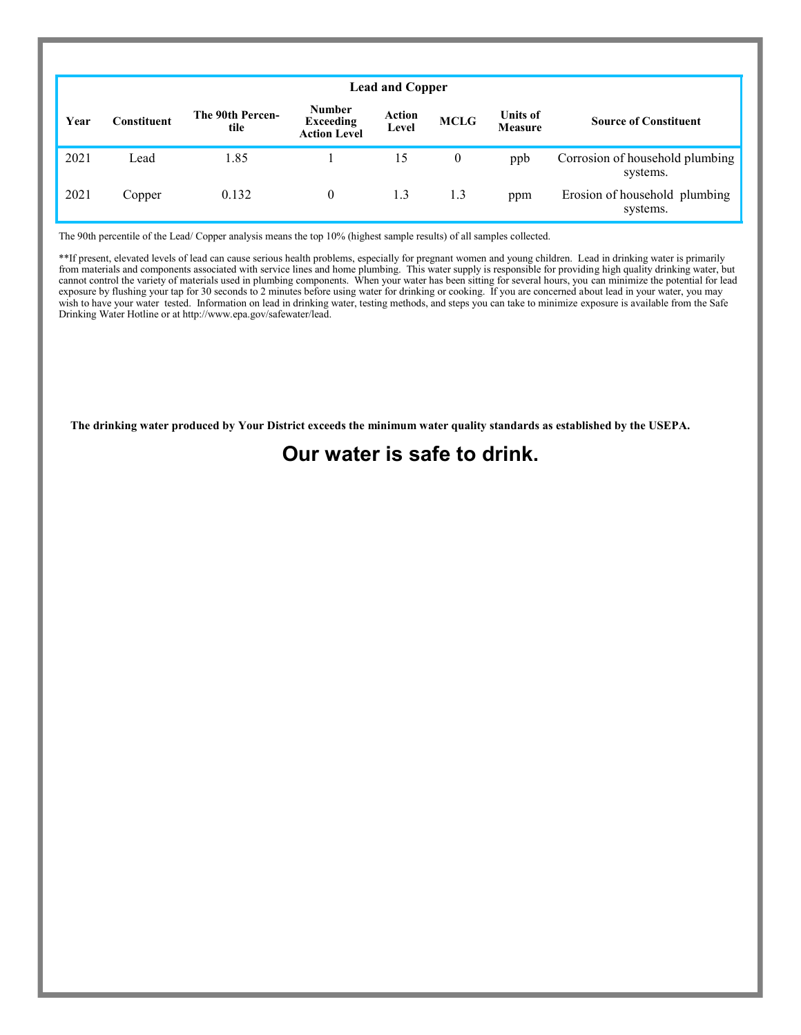| Lead and Copper | | | | | | | |
|---|---|---|---|---|---|---|---|
| **Year** | **Constituent** | **The 90th Percen-tile** | **Number Exceeding Action Level** | **Action Level** | **MCLG** | **Units of Measure** | **Source of Constituent** |
| 2021 | Lead | 1.85 | 1 | 15 | 0 | ppb | Corrosion of household plumbing systems. |
| 2021 | Copper | 0.132 | 0 | 1.3 | 1.3 | ppm | Erosion of household plumbing systems. |

The 90th percentile of the Lead/ Copper analysis means the top 10% (highest sample results) of all samples collected.

**If present, elevated levels of lead can cause serious health problems, especially for pregnant women and young children. Lead in drinking water is primarily from materials and components associated with service lines and home plumbing. This water supply is responsible for providing high quality drinking water, but cannot control the variety of materials used in plumbing components. When your water has been sitting for several hours, you can minimize the potential for lead exposure by flushing your tap for 30 seconds to 2 minutes before using water for drinking or cooking. If you are concerned about lead in your water, you may wish to have your water tested. Information on lead in drinking water, testing methods, and steps you can take to minimize exposure is available from the Safe Drinking Water Hotline or at http://www.epa.gov/safewater/lead.

**The drinking water produced by Your District exceeds the minimum water quality standards as established by the USEPA.**

## Our water is safe to drink.